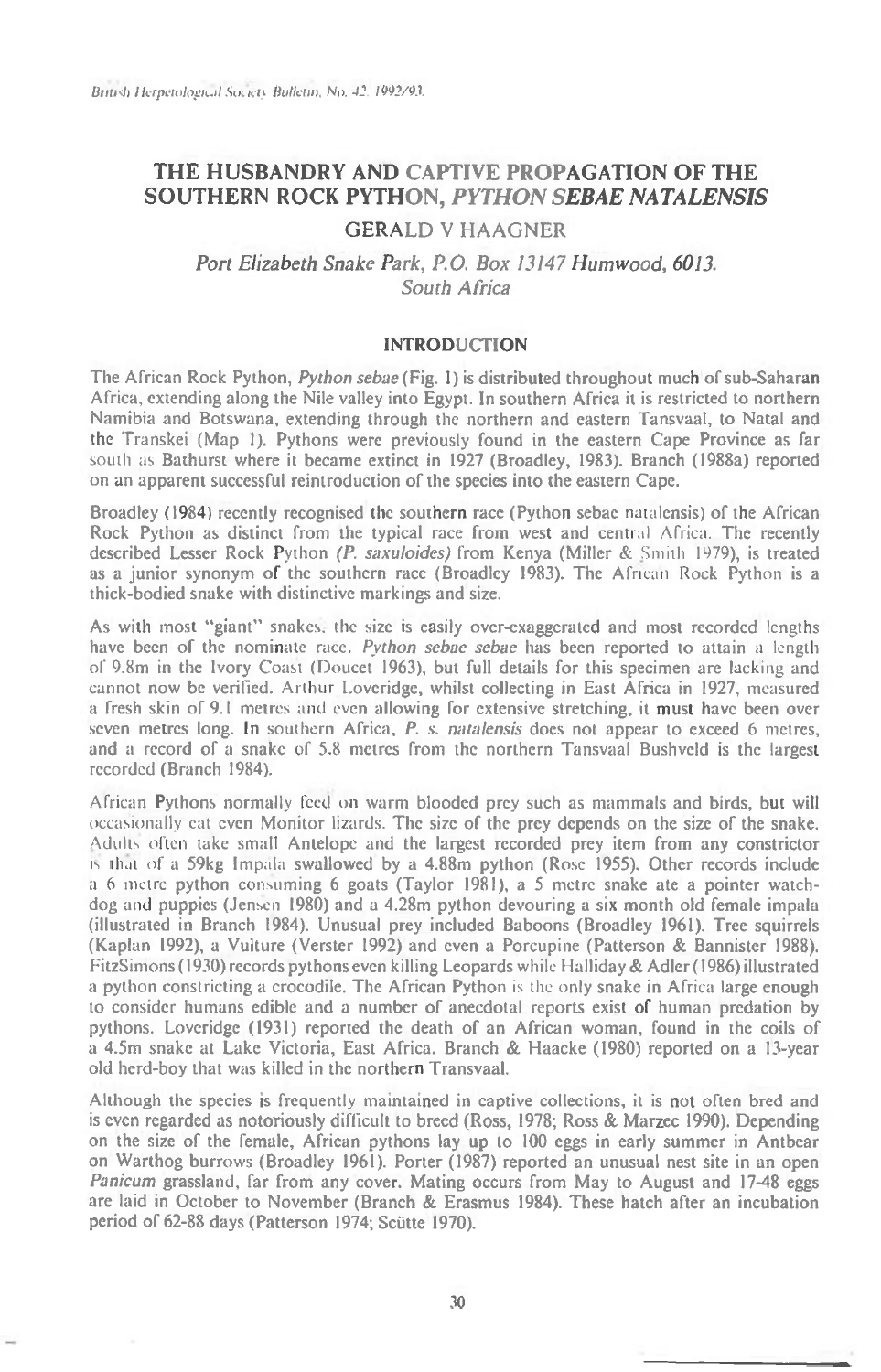# THE HUSBANDRY AND CAPTIVE PROPAGATION OF THE SOUTHERN ROCK PYTHON, *PYTHON SEBAE NATALENSIS*

GERALD V HAAGNER

*Port Elizabeth Snake Park, P.O. Box 13147 Humwood, 6013. South Africa*

## INTRODUCTION

The African Rock Python, *Python sebae* (Fig. 1) is distributed throughout much of sub-Saharan Africa, extending along the Nile valley into Egypt. In southern Africa it is restricted to northern Namibia and Botswana, extending through the northern and eastern Tansvaal, to Natal and the Transkei (Map 1). Pythons were previously found in the eastern Cape Province as far south as Bathurst where it became extinct in 1927 (Broadley, 1983). Branch (1988a) reported on an apparent successful reintroduction of the species into the eastern Cape.

Broadley (1984) recently recognised the southern race (Python sebae natalensis) of the African Rock Python as distinct from the typical race from west and central Africa. The recently described Lesser Rock Python *(P. saxuloides)* from Kenya (Miller & Smith 1979), is treated as a junior synonym of the southern race (Broadley 1983). The African Rock Python is a thick-bodied snake with distinctive markings and size.

As with most "giant" snakes, the size is easily over-exaggerated and most recorded lengths have been of the nominate race. *Python sebae sebae* has been reported to attain a length of 9.8m in the Ivory Coast (Doucet 1963), but full details for this specimen are lacking and cannot now be verified. Arthur Loveridge, whilst collecting in East Africa in 1927, measured a fresh skin of 9.1 metres and even allowing for extensive stretching, it must have been over seven metres long. In southern Africa, *P. s. natalensis* does not appear to exceed 6 metres, and a record of a snake of 5.8 metres from the northern Tansvaal Bushveld is the largest recorded (Branch 1984).

African Pythons normally feed on warm blooded prey such as mammals and birds, but will occasionally eat even Monitor lizards. The size of the prey depends on the size of the snake. Adults often take small Antelope and the largest recorded prey item from any constrictor is that of a 59kg Impala swallowed by a 4.88m python (Rose 1955). Other records include a 6 metre python consuming 6 goats (Taylor 1981), a 5 metre snake ate a pointer watch-dog and puppies (Jensen 1980) and a 4.28m python devouring a six month old female impala (illustrated in Branch 1984). Unusual prey included Baboons (Broadley 1961). Tree squirrels (Kaplan 1992), a Vulture (Verster 1992) and even a Porcupine (Patterson & Bannister 1988). FitzSimons (1930) records pythons even killing Leopards while Halliday & Adler (1986) illustrated a python constricting a crocodile. The African Python is the only snake in Africa large enough to consider humans edible and a number of anecdotal reports exist of human predation by pythons. Loveridge (1931) reported the death of an African woman, found in the coils of a 4.5m snake at Lake Victoria, East Africa. Branch & Haacke (1980) reported on a 13-year old herd-boy that was killed in the northern Transvaal.

Although the species is frequently maintained in captive collections, it is not often bred and is even regarded as notoriously difficult to breed (Ross, 1978; Ross & Marzec 1990). Depending on the size of the female, African pythons lay up to 100 eggs in early summer in Antbear on Warthog burrows (Broadley 1961). Porter (1987) reported an unusual nest site in an open *Panicum* grassland, far from any cover. Mating occurs from May to August and 17-48 eggs are laid in October to November (Branch & Erasmus 1984). These hatch after an incubation period of 62-88 days (Patterson 1974; Scütte 1970).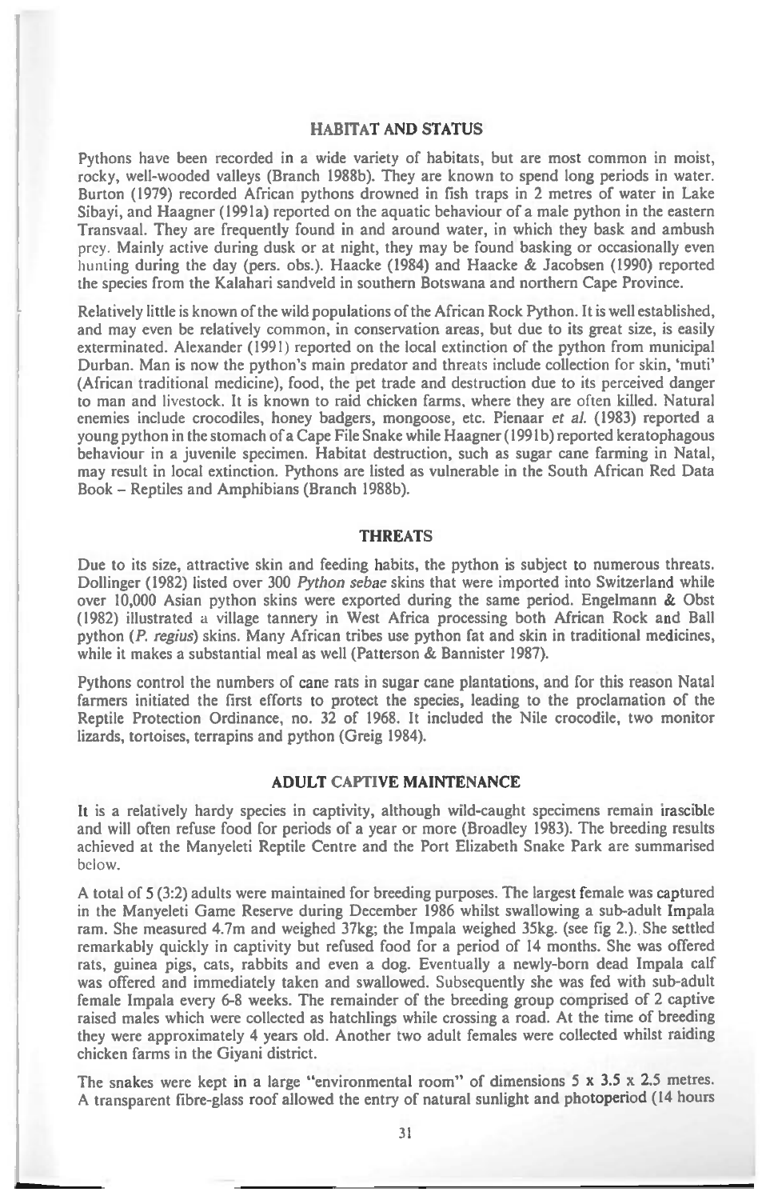## HABITAT AND STATUS

Pythons have been recorded in a wide variety of habitats, but are most common in moist, rocky, well-wooded valleys (Branch 1988b). They are known to spend long periods in water. Burton (1979) recorded African pythons drowned in fish traps in 2 metres of water in Lake Sibayi, and Haagner (1991a) reported on the aquatic behaviour of a male python in the eastern Transvaal. They are frequently found in and around water, in which they bask and ambush prey. Mainly active during dusk or at night, they may be found basking or occasionally even hunting during the day (pers. obs.). Haacke (1984) and Haacke & Jacobsen (1990) reported the species from the Kalahari sandveld in southern Botswana and northern Cape Province.

Relatively little is known of the wild populations of the African Rock Python. It is well established, and may even be relatively common, in conservation areas, but due to its great size, is easily exterminated. Alexander (1991) reported on the local extinction of the python from municipal Durban. Man is now the python's main predator and threats include collection for skin, 'muti' (African traditional medicine), food, the pet trade and destruction due to its perceived danger to man and livestock. It is known to raid chicken farms, where they are often killed. Natural enemies include crocodiles, honey badgers, mongoose, etc. Pienaar *et al.* (1983) reported a young python in the stomach of a Cape File Snake while Haagner (1991b) reported keratophagous behaviour in a juvenile specimen. Habitat destruction, such as sugar cane farming in Natal, may result in local extinction. Pythons are listed as vulnerable in the South African Red Data Book – Reptiles and Amphibians (Branch 1988b).

## THREATS

Due to its size, attractive skin and feeding habits, the python is subject to numerous threats. Dollinger (1982) listed over 300 *Python sebae* skins that were imported into Switzerland while over 10,000 Asian python skins were exported during the same period. Engelmann & Obst (1982) illustrated a village tannery in West Africa processing both African Rock and Ball python (*P. regius*) skins. Many African tribes use python fat and skin in traditional medicines, while it makes a substantial meal as well (Patterson & Bannister 1987).

Pythons control the numbers of cane rats in sugar cane plantations, and for this reason Natal farmers initiated the first efforts to protect the species, leading to the proclamation of the Reptile Protection Ordinance, no. 32 of 1968. It included the Nile crocodile, two monitor lizards, tortoises, terrapins and python (Greig 1984).

## ADULT CAPTIVE MAINTENANCE

It is a relatively hardy species in captivity, although wild-caught specimens remain irascible and will often refuse food for periods of a year or more (Broadley 1983). The breeding results achieved at the Manyeleti Reptile Centre and the Port Elizabeth Snake Park are summarised below.

A total of 5 (3:2) adults were maintained for breeding purposes. The largest female was captured in the Manyeleti Game Reserve during December 1986 whilst swallowing a sub-adult Impala ram. She measured 4.7m and weighed 37kg; the Impala weighed 35kg. (see fig 2.). She settled remarkably quickly in captivity but refused food for a period of 14 months. She was offered rats, guinea pigs, cats, rabbits and even a dog. Eventually a newly-born dead Impala calf was offered and immediately taken and swallowed. Subsequently she was fed with sub-adult female Impala every 6-8 weeks. The remainder of the breeding group comprised of 2 captive raised males which were collected as hatchlings while crossing a road. At the time of breeding they were approximately 4 years old. Another two adult females were collected whilst raiding chicken farms in the Giyani district.

The snakes were kept in a large "environmental room" of dimensions 5 x 3.5 x 2.5 metres. A transparent fibre-glass roof allowed the entry of natural sunlight and photoperiod (14 hours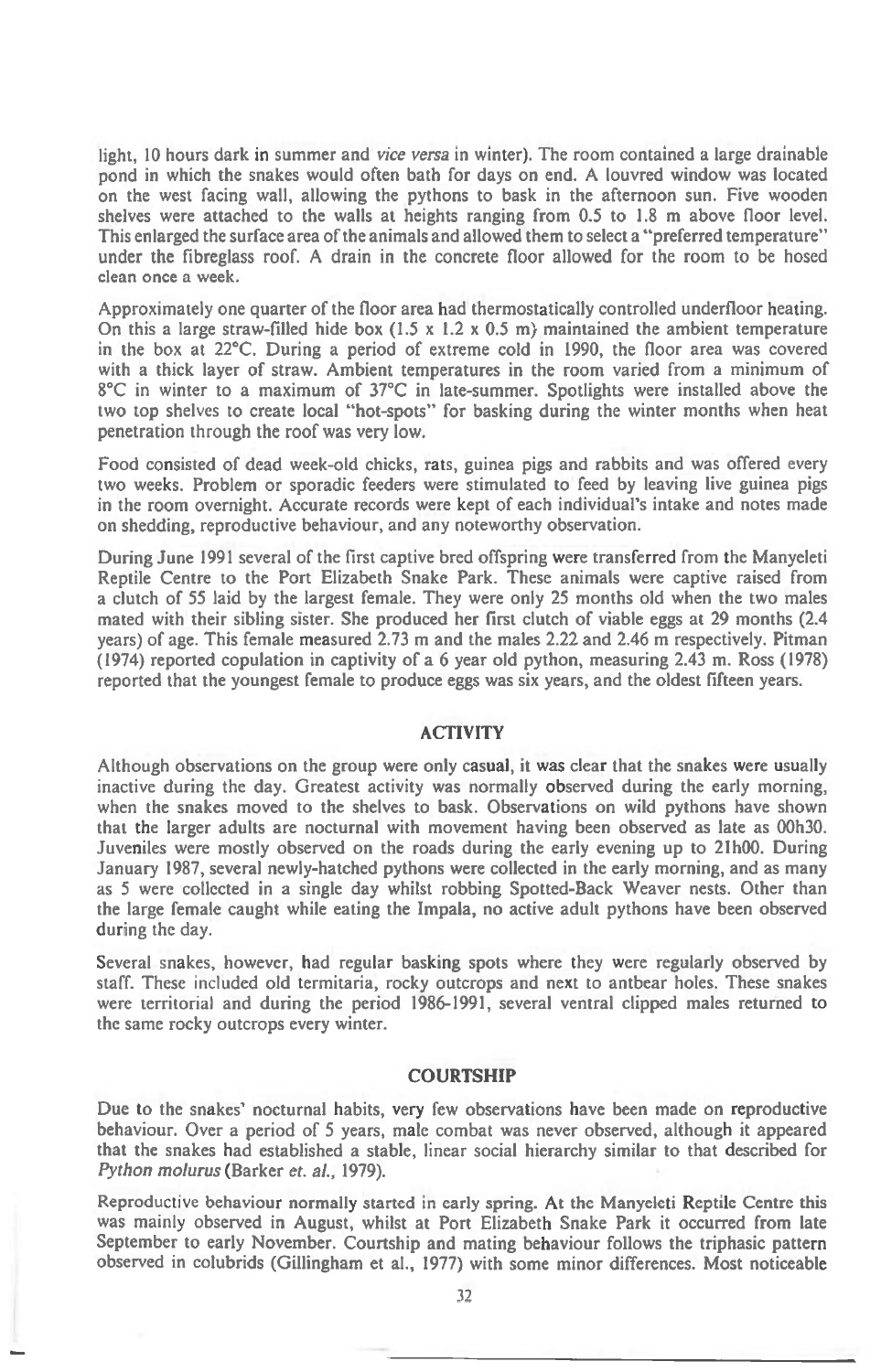light, 10 hours dark in summer and *vice versa* in winter). The room contained a large drainable pond in which the snakes would often bath for days on end. A louvred window was located on the west facing wall, allowing the pythons to bask in the afternoon sun. Five wooden shelves were attached to the walls at heights ranging from 0.5 to 1.8 m above floor level. This enlarged the surface area of the animals and allowed them to select a "preferred temperature" under the fibreglass roof. A drain in the concrete floor allowed for the room to be hosed clean once a week.

Approximately one quarter of the floor area had thermostatically controlled underfloor heating. On this a large straw-filled hide box (1.5 x 1.2 x 0.5 m) maintained the ambient temperature in the box at 22°C. During a period of extreme cold in 1990, the floor area was covered with a thick layer of straw. Ambient temperatures in the room varied from a minimum of 8°C in winter to a maximum of 37°C in late-summer. Spotlights were installed above the two top shelves to create local "hot-spots" for basking during the winter months when heat penetration through the roof was very low.

Food consisted of dead week-old chicks, rats, guinea pigs and rabbits and was offered every two weeks. Problem or sporadic feeders were stimulated to feed by leaving live guinea pigs in the room overnight. Accurate records were kept of each individual's intake and notes made on shedding, reproductive behaviour, and any noteworthy observation.

During June 1991 several of the first captive bred offspring were transferred from the Manyeleti Reptile Centre to the Port Elizabeth Snake Park. These animals were captive raised from a clutch of 55 laid by the largest female. They were only 25 months old when the two males mated with their sibling sister. She produced her first clutch of viable eggs at 29 months (2.4 years) of age. This female measured 2.73 m and the males 2.22 and 2.46 m respectively. Pitman (1974) reported copulation in captivity of a 6 year old python, measuring 2.43 m. Ross (1978) reported that the youngest female to produce eggs was six years, and the oldest fifteen years.

## ACTIVITY

Although observations on the group were only casual, it was clear that the snakes were usually inactive during the day. Greatest activity was normally observed during the early morning, when the snakes moved to the shelves to bask. Observations on wild pythons have shown that the larger adults are nocturnal with movement having been observed as late as 00h30. Juveniles were mostly observed on the roads during the early evening up to 21h00. During January 1987, several newly-hatched pythons were collected in the early morning, and as many as 5 were collected in a single day whilst robbing Spotted-Back Weaver nests. Other than the large female caught while eating the Impala, no active adult pythons have been observed during the day.

Several snakes, however, had regular basking spots where they were regularly observed by staff. These included old termitaria, rocky outcrops and next to antbear holes. These snakes were territorial and during the period 1986-1991, several ventral clipped males returned to the same rocky outcrops every winter.

## COURTSHIP

Due to the snakes' nocturnal habits, very few observations have been made on reproductive behaviour. Over a period of 5 years, male combat was never observed, although it appeared that the snakes had established a stable, linear social hierarchy similar to that described for *Python molurus* (Barker *et. al.*, 1979).

Reproductive behaviour normally started in early spring. At the Manyeleti Reptile Centre this was mainly observed in August, whilst at Port Elizabeth Snake Park it occurred from late September to early November. Courtship and mating behaviour follows the triphasic pattern observed in colubrids (Gillingham et al., 1977) with some minor differences. Most noticeable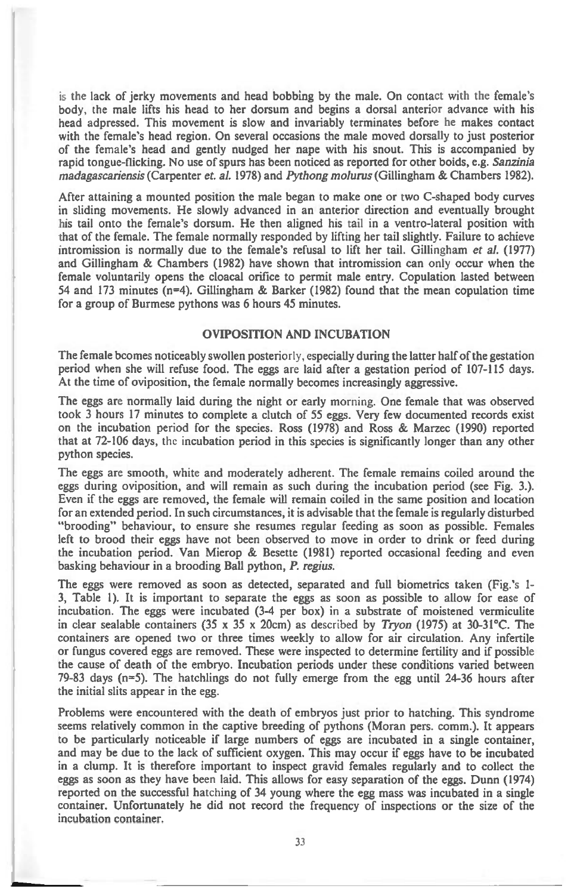is the lack of jerky movements and head bobbing by the male. On contact with the female's body, the male lifts his head to her dorsum and begins a dorsal anterior advance with his head adpressed. This movement is slow and invariably terminates before he makes contact with the female's head region. On several occasions the male moved dorsally to just posterior of the female's head and gently nudged her nape with his snout. This is accompanied by rapid tongue-flicking. No use of spurs has been noticed as reported for other boids, e.g. *Sanzinia madagascariensis* (Carpenter *et. al.* 1978) and *Pythong molurus* (Gillingham & Chambers 1982).

After attaining a mounted position the male began to make one or two C-shaped body curves in sliding movements. He slowly advanced in an anterior direction and eventually brought his tail onto the female's dorsum. He then aligned his tail in a ventro-lateral position with that of the female. The female normally responded by lifting her tail slightly. Failure to achieve intromission is normally due to the female's refusal to lift her tail. Gillingham *et al.* (1977) and Gillingham & Chambers (1982) have shown that intromission can only occur when the female voluntarily opens the cloacal orifice to permit male entry. Copulation lasted between 54 and 173 minutes (n=4). Gillingham & Barker (1982) found that the mean copulation time for a group of Burmese pythons was 6 hours 45 minutes.

## OVIPOSITION AND INCUBATION

The female bcomes noticeably swollen posteriorly, especially during the latter half of the gestation period when she will refuse food. The eggs are laid after a gestation period of 107-115 days. At the time of oviposition, the female normally becomes increasingly aggressive.

The eggs are normally laid during the night or early morning. One female that was observed took 3 hours 17 minutes to complete a clutch of 55 eggs. Very few documented records exist on the incubation period for the species. Ross (1978) and Ross & Marzec (1990) reported that at 72-106 days, the incubation period in this species is significantly longer than any other python species.

The eggs are smooth, white and moderately adherent. The female remains coiled around the eggs during oviposition, and will remain as such during the incubation period (see Fig. 3.). Even if the eggs are removed, the female will remain coiled in the same position and location for an extended period. In such circumstances, it is advisable that the female is regularly disturbed "brooding" behaviour, to ensure she resumes regular feeding as soon as possible. Females left to brood their eggs have not been observed to move in order to drink or feed during the incubation period. Van Mierop & Besette (1981) reported occasional feeding and even basking behaviour in a brooding Ball python, *P. regius.*

The eggs were removed as soon as detected, separated and full biometrics taken (Fig.'s 1-3, Table 1). It is important to separate the eggs as soon as possible to allow for ease of incubation. The eggs were incubated (3-4 per box) in a substrate of moistened vermiculite in clear sealable containers (35 x 35 x 20cm) as described by *Tryon* (1975) at 30-31°C. The containers are opened two or three times weekly to allow for air circulation. Any infertile or fungus covered eggs are removed. These were inspected to determine fertility and if possible the cause of death of the embryo. Incubation periods under these conditions varied between 79-83 days (n=5). The hatchlings do not fully emerge from the egg until 24-36 hours after the initial slits appear in the egg.

Problems were encountered with the death of embryos just prior to hatching. This syndrome seems relatively common in the captive breeding of pythons (Moran pers. comm.). It appears to be particularly noticeable if large numbers of eggs are incubated in a single container, and may be due to the lack of sufficient oxygen. This may occur if eggs have to be incubated in a clump. It is therefore important to inspect gravid females regularly and to collect the eggs as soon as they have been laid. This allows for easy separation of the eggs. Dunn (1974) reported on the successful hatching of 34 young where the egg mass was incubated in a single container. Unfortunately he did not record the frequency of inspections or the size of the incubation container.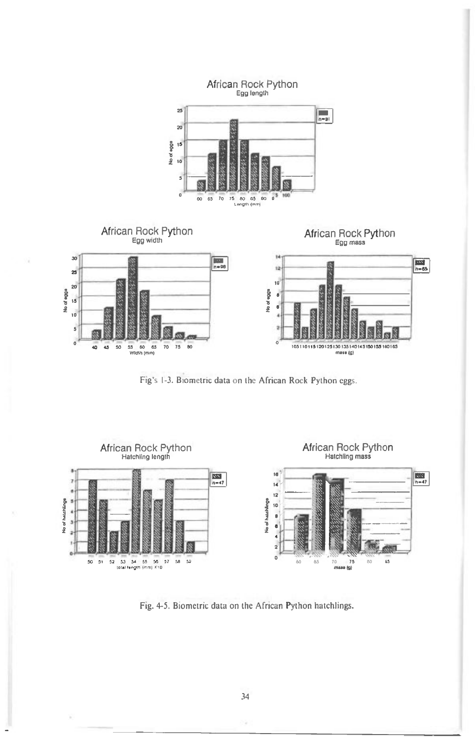Fig's 1-3. Biometric data on the African Rock Python eggs.

Fig. 4-5. Biometric data on the African Python hatchlings.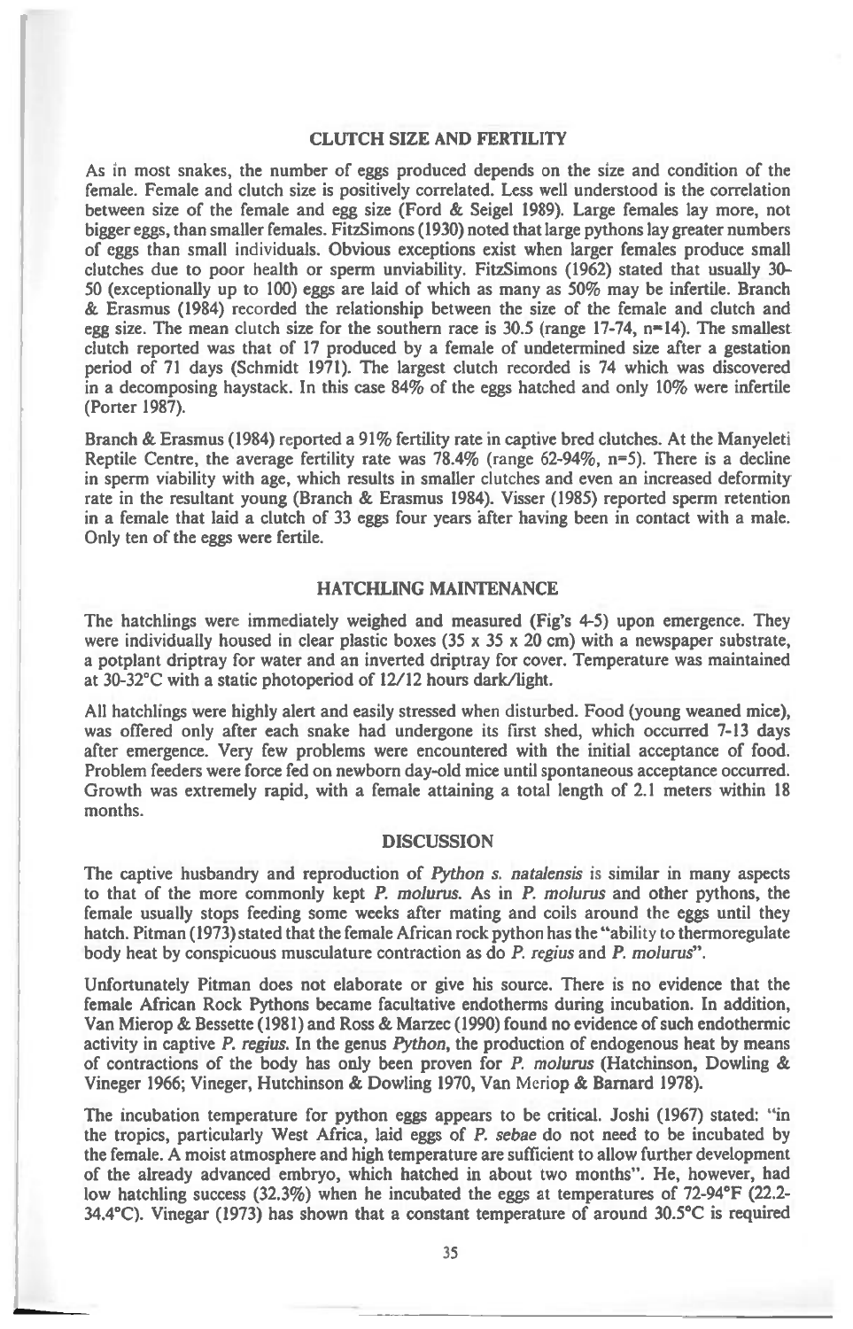## CLUTCH SIZE AND FERTILITY

As in most snakes, the number of eggs produced depends on the size and condition of the female. Female and clutch size is positively correlated. Less well understood is the correlation between size of the female and egg size (Ford & Seigel 1989). Large females lay more, not bigger eggs, than smaller females. FitzSimons (1930) noted that large pythons lay greater numbers of eggs than small individuals. Obvious exceptions exist when larger females produce small clutches due to poor health or sperm unviability. FitzSimons (1962) stated that usually 30-50 (exceptionally up to 100) eggs are laid of which as many as 50% may be infertile. Branch & Erasmus (1984) recorded the relationship between the size of the female and clutch and egg size. The mean clutch size for the southern race is 30.5 (range 17-74, n=14). The smallest clutch reported was that of 17 produced by a female of undetermined size after a gestation period of 71 days (Schmidt 1971). The largest clutch recorded is 74 which was discovered in a decomposing haystack. In this case 84% of the eggs hatched and only 10% were infertile (Porter 1987).

Branch & Erasmus (1984) reported a 91% fertility rate in captive bred clutches. At the Manyeleti Reptile Centre, the average fertility rate was 78.4% (range 62-94%, n=5). There is a decline in sperm viability with age, which results in smaller clutches and even an increased deformity rate in the resultant young (Branch & Erasmus 1984). Visser (1985) reported sperm retention in a female that laid a clutch of 33 eggs four years after having been in contact with a male. Only ten of the eggs were fertile.

## HATCHLING MAINTENANCE

The hatchlings were immediately weighed and measured (Fig's 4-5) upon emergence. They were individually housed in clear plastic boxes (35 x 35 x 20 cm) with a newspaper substrate, a potplant driptray for water and an inverted driptray for cover. Temperature was maintained at 30-32°C with a static photoperiod of 12/12 hours dark/light.

All hatchlings were highly alert and easily stressed when disturbed. Food (young weaned mice), was offered only after each snake had undergone its first shed, which occurred 7-13 days after emergence. Very few problems were encountered with the initial acceptance of food. Problem feeders were force fed on newborn day-old mice until spontaneous acceptance occurred. Growth was extremely rapid, with a female attaining a total length of 2.1 meters within 18 months.

## DISCUSSION

The captive husbandry and reproduction of *Python s. natalensis* is similar in many aspects to that of the more commonly kept *P. molurus*. As in *P. molurus* and other pythons, the female usually stops feeding some weeks after mating and coils around the eggs until they hatch. Pitman (1973) stated that the female African rock python has the "ability to thermoregulate body heat by conspicuous musculature contraction as do *P. regius* and *P. molurus*".

Unfortunately Pitman does not elaborate or give his source. There is no evidence that the female African Rock Pythons became facultative endotherms during incubation. In addition, Van Mierop & Bessette (1981) and Ross & Marzec (1990) found no evidence of such endothermic activity in captive *P. regius*. In the genus *Python*, the production of endogenous heat by means of contractions of the body has only been proven for *P. molurus* (Hatchinson, Dowling & Vineger 1966; Vineger, Hutchinson & Dowling 1970, Van Meriop & Barnard 1978).

The incubation temperature for python eggs appears to be critical. Joshi (1967) stated: "in the tropics, particularly West Africa, laid eggs of *P. sebae* do not need to be incubated by the female. A moist atmosphere and high temperature are sufficient to allow further development of the already advanced embryo, which hatched in about two months". He, however, had low hatchling success (32.3%) when he incubated the eggs at temperatures of 72-94°F (22.2-34.4°C). Vinegar (1973) has shown that a constant temperature of around 30.5°C is required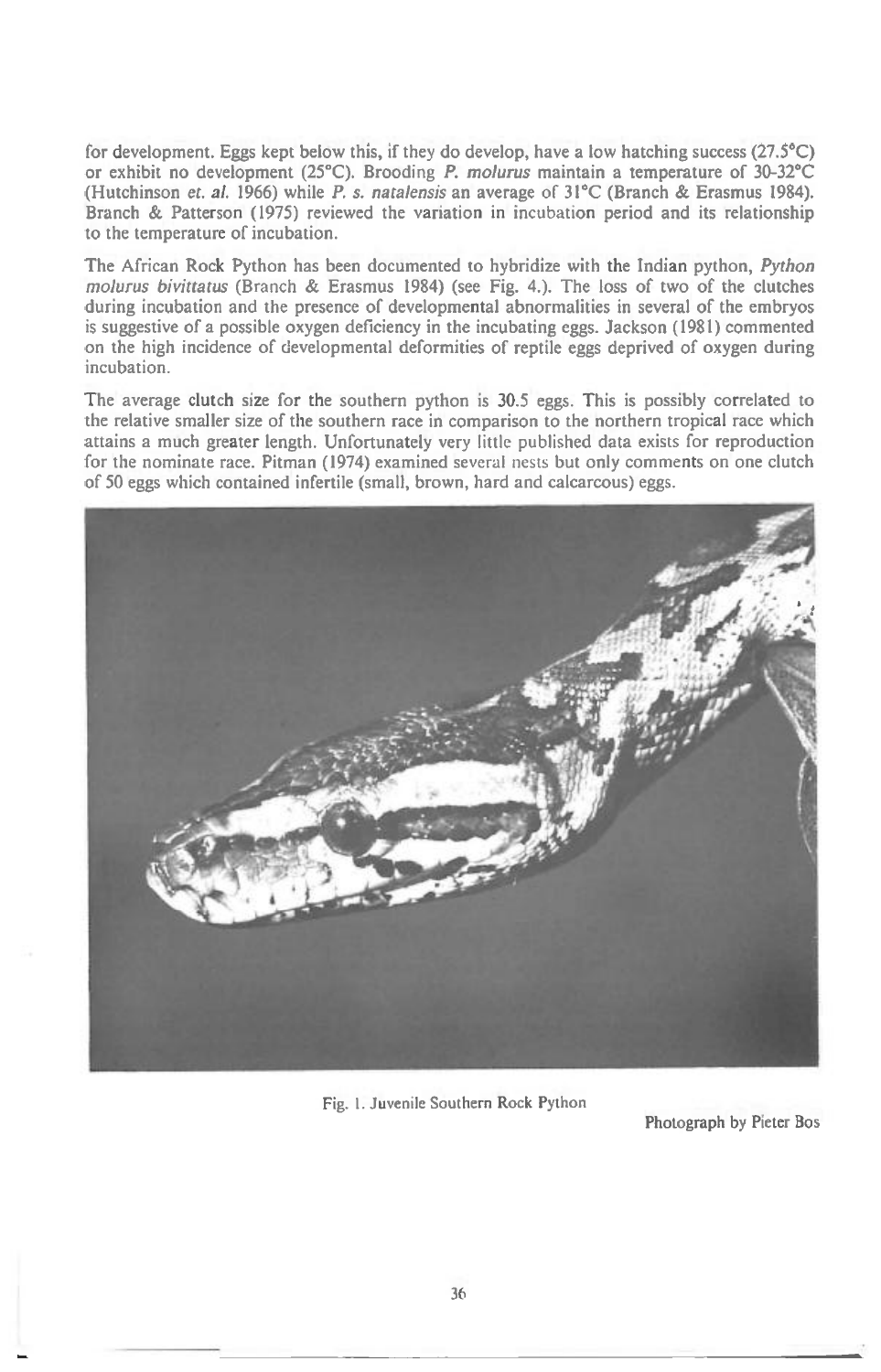for development. Eggs kept below this, if they do develop, have a low hatching success (27.5°C) or exhibit no development (25°C). Brooding *P. molurus* maintain a temperature of 30-32°C (Hutchinson *et. al.* 1966) while *P. s. natalensis* an average of 31°C (Branch & Erasmus 1984). Branch & Patterson (1975) reviewed the variation in incubation period and its relationship to the temperature of incubation.

The African Rock Python has been documented to hybridize with the Indian python, *Python molurus bivittatus* (Branch & Erasmus 1984) (see Fig. 4.). The loss of two of the clutches during incubation and the presence of developmental abnormalities in several of the embryos is suggestive of a possible oxygen deficiency in the incubating eggs. Jackson (1981) commented on the high incidence of developmental deformities of reptile eggs deprived of oxygen during incubation.

The average clutch size for the southern python is 30.5 eggs. This is possibly correlated to the relative smaller size of the southern race in comparison to the northern tropical race which attains a much greater length. Unfortunately very little published data exists for reproduction for the nominate race. Pitman (1974) examined several nests but only comments on one clutch of 50 eggs which contained infertile (small, brown, hard and calcarcous) eggs.

Fig. 1. Juvenile Southern Rock Python

Photograph by Pieter Bos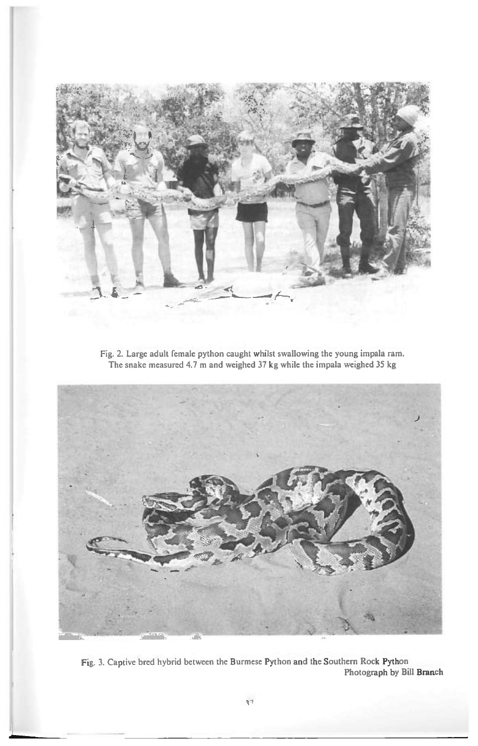Fig. 2. Large adult female python caught whilst swallowing the young impala ram. The snake measured 4.7 m and weighed 37 kg while the impala weighed 35 kg

Fig. 3. Captive bred hybrid between the Burmese Python and the Southern Rock Python
Photograph by Bill Branch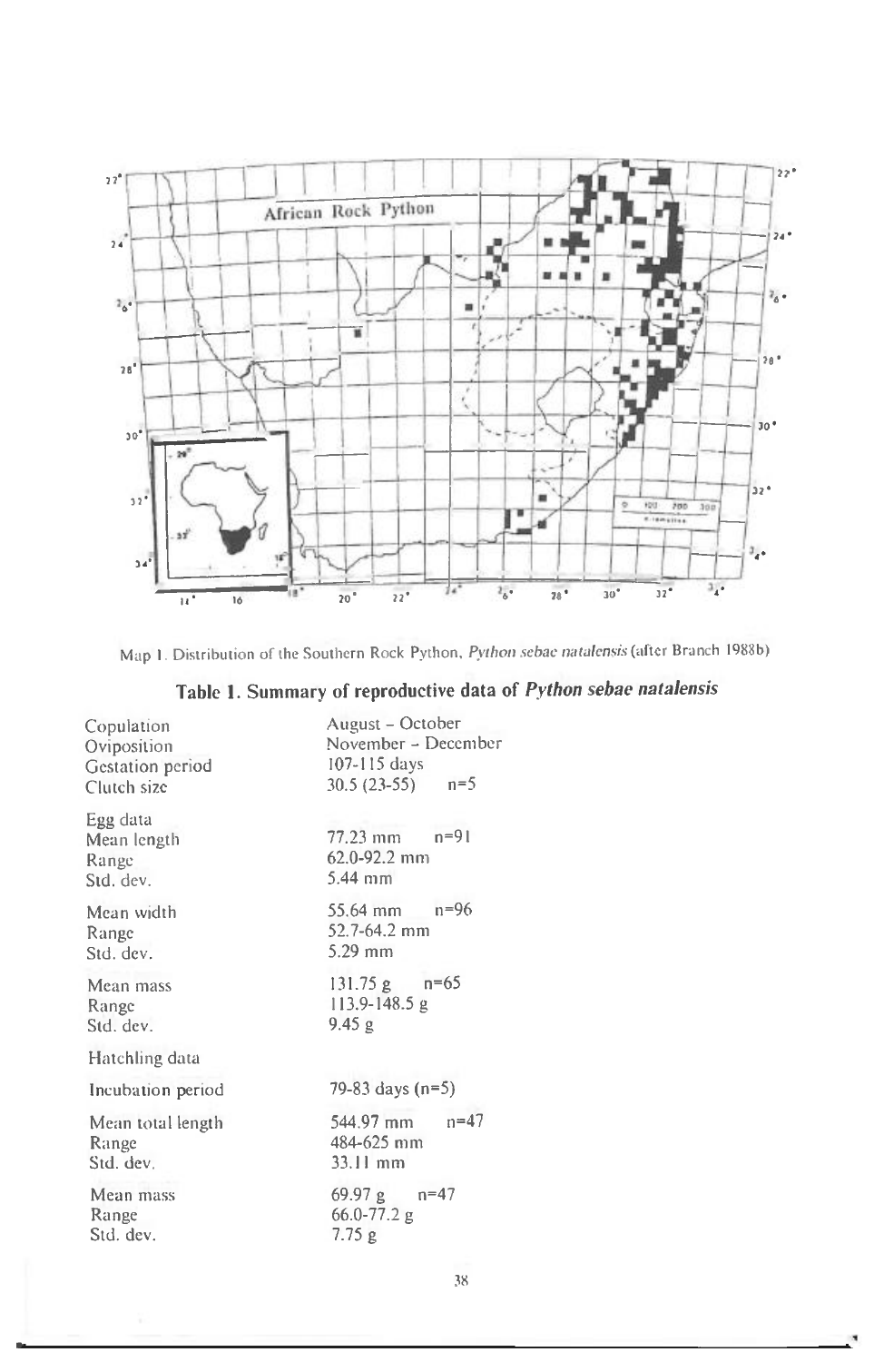Map 1. Distribution of the Southern Rock Python, *Python sebae natalensis* (after Branch 1988b)

**Table 1. Summary of reproductive data of *Python sebae natalensis***

| | |
|---|---|
| Copulation | August – October |
| Oviposition | November – December |
| Gestation period | 107-115 days |
| Clutch size | 30.5 (23-55) n=5 |
| Egg data | |
| Mean length | 77.23 mm n=91 |
| Range | 62.0-92.2 mm |
| Std. dev. | 5.44 mm |
| Mean width | 55.64 mm n=96 |
| Range | 52.7-64.2 mm |
| Std. dev. | 5.29 mm |
| Mean mass | 131.75 g n=65 |
| Range | 113.9-148.5 g |
| Std. dev. | 9.45 g |
| Hatchling data | |
| Incubation period | 79-83 days (n=5) |
| Mean total length | 544.97 mm n=47 |
| Range | 484-625 mm |
| Std. dev. | 33.11 mm |
| Mean mass | 69.97 g n=47 |
| Range | 66.0-77.2 g |
| Std. dev. | 7.75 g |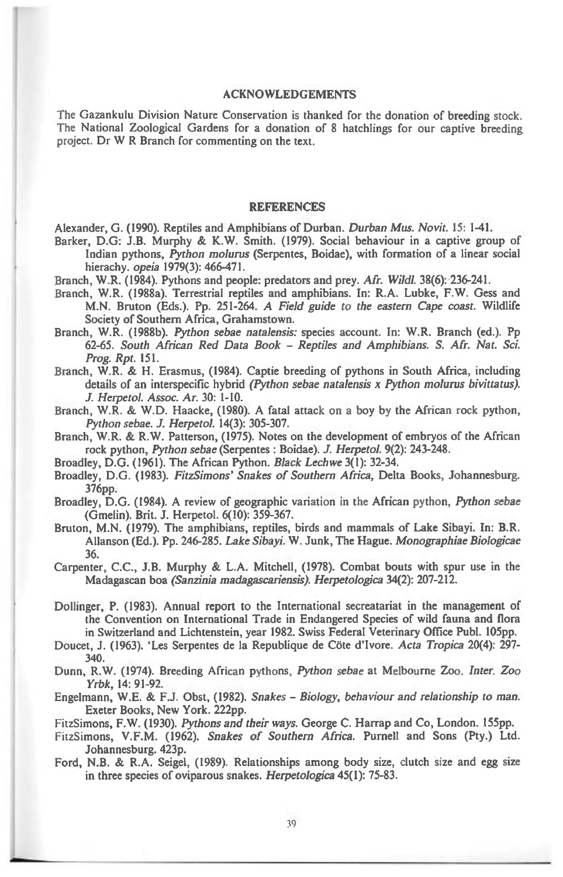## ACKNOWLEDGEMENTS

The Gazankulu Division Nature Conservation is thanked for the donation of breeding stock. The National Zoological Gardens for a donation of 8 hatchlings for our captive breeding project. Dr W R Branch for commenting on the text.

## REFERENCES

Alexander, G. (1990). Reptiles and Amphibians of Durban. *Durban Mus. Novit.* 15: 1-41.

Barker, D.G: J.B. Murphy & K.W. Smith. (1979). Social behaviour in a captive group of Indian pythons, *Python molurus* (Serpentes, Boidae), with formation of a linear social hierachy. *opeia* 1979(3): 466-471.

Branch, W.R. (1984). Pythons and people: predators and prey. *Afr. Wildl.* 38(6): 236-241.

Branch, W.R. (1988a). Terrestrial reptiles and amphibians. In: R.A. Lubke, F.W. Gess and M.N. Bruton (Eds.). Pp. 251-264. *A Field guide to the eastern Cape coast.* Wildlife Society of Southern Africa, Grahamstown.

Branch, W.R. (1988b). *Python sebae natalensis:* species account. In: W.R. Branch (ed.). Pp 62-65. *South African Red Data Book – Reptiles and Amphibians. S. Afr. Nat. Sci. Prog. Rpt.* 151.

Branch, W.R. & H. Erasmus, (1984). Captie breeding of pythons in South Africa, including details of an interspecific hybrid *(Python sebae natalensis x Python molurus bivittatus). J. Herpetol. Assoc. Ar.* 30: 1-10.

Branch, W.R. & W.D. Haacke, (1980). A fatal attack on a boy by the African rock python, *Python sebae. J. Herpetol.* 14(3): 305-307.

Branch, W.R. & R.W. Patterson, (1975). Notes on the development of embryos of the African rock python, *Python sebae* (Serpentes : Boidae). *J. Herpetol.* 9(2): 243-248.

Broadley, D.G. (1961). The African Python. *Black Lechwe* 3(1): 32-34.

Broadley, D.G. (1983). *FitzSimons' Snakes of Southern Africa,* Delta Books, Johannesburg. 376pp.

Broadley, D.G. (1984). A review of geographic variation in the African python, *Python sebae* (Gmelin). Brit. J. Herpetol. 6(10): 359-367.

Bruton, M.N. (1979). The amphibians, reptiles, birds and mammals of Lake Sibayi. In: B.R. Allanson (Ed.). Pp. 246-285. *Lake Sibayi.* W. Junk, The Hague. *Monographiae Biologicae* 36.

Carpenter, C.C., J.B. Murphy & L.A. Mitchell, (1978). Combat bouts with spur use in the Madagascan boa *(Sanzinia madagascariensis). Herpetologica* 34(2): 207-212.

Dollinger, P. (1983). Annual report to the International secreatariat in the management of the Convention on International Trade in Endangered Species of wild fauna and flora in Switzerland and Lichtenstein, year 1982. Swiss Federal Veterinary Office Publ. 105pp.

Doucet, J. (1963). 'Les Serpentes de la Republique de Cöte d'Ivore. *Acta Tropica* 20(4): 297-340.

Dunn, R.W. (1974). Breeding African pythons, *Python sebae* at Melbourne Zoo. *Inter. Zoo Yrbk,* 14: 91-92.

Engelmann, W.E. & F.J. Obst, (1982). *Snakes – Biology, behaviour and relationship to man.* Exeter Books, New York. 222pp.

FitzSimons, F.W. (1930). *Pythons and their ways.* George C. Harrap and Co, London. 155pp.

FitzSimons, V.F.M. (1962). *Snakes of Southern Africa.* Purnell and Sons (Pty.) Ltd. Johannesburg. 423p.

Ford, N.B. & R.A. Seigel, (1989). Relationships among body size, clutch size and egg size in three species of oviparous snakes. *Herpetologica* 45(1): 75-83.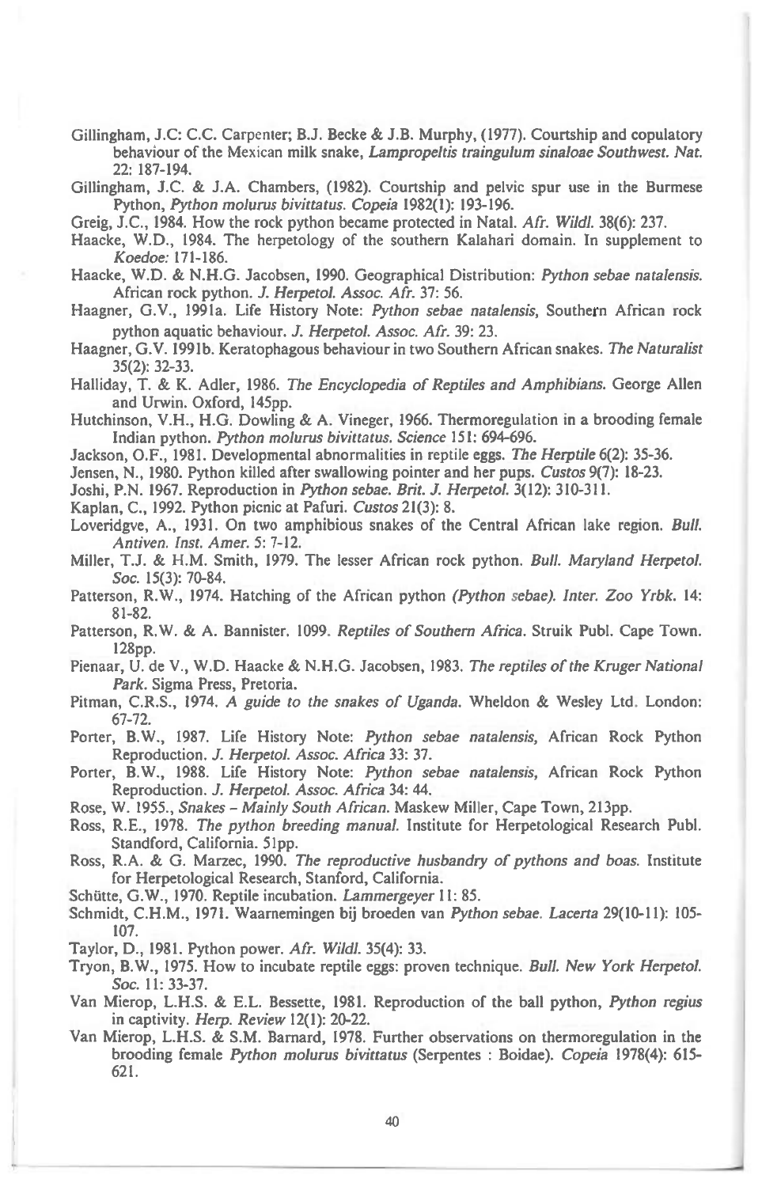Gillingham, J.C: C.C. Carpenter; B.J. Becke & J.B. Murphy, (1977). Courtship and copulatory behaviour of the Mexican milk snake, *Lampropeltis traingulum sinaloae Southwest. Nat.* 22: 187-194.

Gillingham, J.C. & J.A. Chambers, (1982). Courtship and pelvic spur use in the Burmese Python, *Python molurus bivittatus. Copeia* 1982(1): 193-196.

Greig, J.C., 1984. How the rock python became protected in Natal. *Afr. Wildl.* 38(6): 237.

Haacke, W.D., 1984. The herpetology of the southern Kalahari domain. In supplement to *Koedoe:* 171-186.

Haacke, W.D. & N.H.G. Jacobsen, 1990. Geographical Distribution: *Python sebae natalensis.* African rock python. *J. Herpetol. Assoc. Afr.* 37: 56.

Haagner, G.V., 1991a. Life History Note: *Python sebae natalensis,* Southern African rock python aquatic behaviour. *J. Herpetol. Assoc. Afr.* 39: 23.

Haagner, G.V. 1991b. Keratophagous behaviour in two Southern African snakes. *The Naturalist* 35(2): 32-33.

Halliday, T. & K. Adler, 1986. *The Encyclopedia of Reptiles and Amphibians.* George Allen and Urwin. Oxford, 145pp.

Hutchinson, V.H., H.G. Dowling & A. Vineger, 1966. Thermoregulation in a brooding female Indian python. *Python molurus bivittatus. Science* 151: 694-696.

Jackson, O.F., 1981. Developmental abnormalities in reptile eggs. *The Herptile* 6(2): 35-36.

Jensen, N., 1980. Python killed after swallowing pointer and her pups. *Custos* 9(7): 18-23.

Joshi, P.N. 1967. Reproduction in *Python sebae. Brit. J. Herpetol.* 3(12): 310-311.

Kaplan, C., 1992. Python picnic at Pafuri. *Custos* 21(3): 8.

Loveridgve, A., 1931. On two amphibious snakes of the Central African lake region. *Bull. Antiven. Inst. Amer.* 5: 7-12.

Miller, T.J. & H.M. Smith, 1979. The lesser African rock python. *Bull. Maryland Herpetol. Soc.* 15(3): 70-84.

Patterson, R.W., 1974. Hatching of the African python *(Python sebae). Inter. Zoo Yrbk.* 14: 81-82.

Patterson, R.W. & A. Bannister. 1099. *Reptiles of Southern Africa.* Struik Publ. Cape Town. 128pp.

Pienaar, U. de V., W.D. Haacke & N.H.G. Jacobsen, 1983. *The reptiles of the Kruger National Park.* Sigma Press, Pretoria.

Pitman, C.R.S., 1974. *A guide to the snakes of Uganda.* Wheldon & Wesley Ltd. London: 67-72.

Porter, B.W., 1987. Life History Note: *Python sebae natalensis,* African Rock Python Reproduction. *J. Herpetol. Assoc. Africa* 33: 37.

Porter, B.W., 1988. Life History Note: *Python sebae natalensis,* African Rock Python Reproduction. *J. Herpetol. Assoc. Africa* 34: 44.

Rose, W. 1955., *Snakes – Mainly South African.* Maskew Miller, Cape Town, 213pp.

Ross, R.E., 1978. *The python breeding manual.* Institute for Herpetological Research Publ. Standford, California. 51pp.

Ross, R.A. & G. Marzec, 1990. *The reproductive husbandry of pythons and boas.* Institute for Herpetological Research, Stanford, California.

Schütte, G.W., 1970. Reptile incubation. *Lammergeyer* 11: 85.

Schmidt, C.H.M., 1971. Waarnemingen bij broeden van *Python sebae. Lacerta* 29(10-11): 105-107.

Taylor, D., 1981. Python power. *Afr. Wildl.* 35(4): 33.

Tryon, B.W., 1975. How to incubate reptile eggs: proven technique. *Bull. New York Herpetol. Soc.* 11: 33-37.

Van Mierop, L.H.S. & E.L. Bessette, 1981. Reproduction of the ball python, *Python regius* in captivity. *Herp. Review* 12(1): 20-22.

Van Mierop, L.H.S. & S.M. Barnard, 1978. Further observations on thermoregulation in the brooding female *Python molurus bivittatus* (Serpentes : Boidae). *Copeia* 1978(4): 615-621.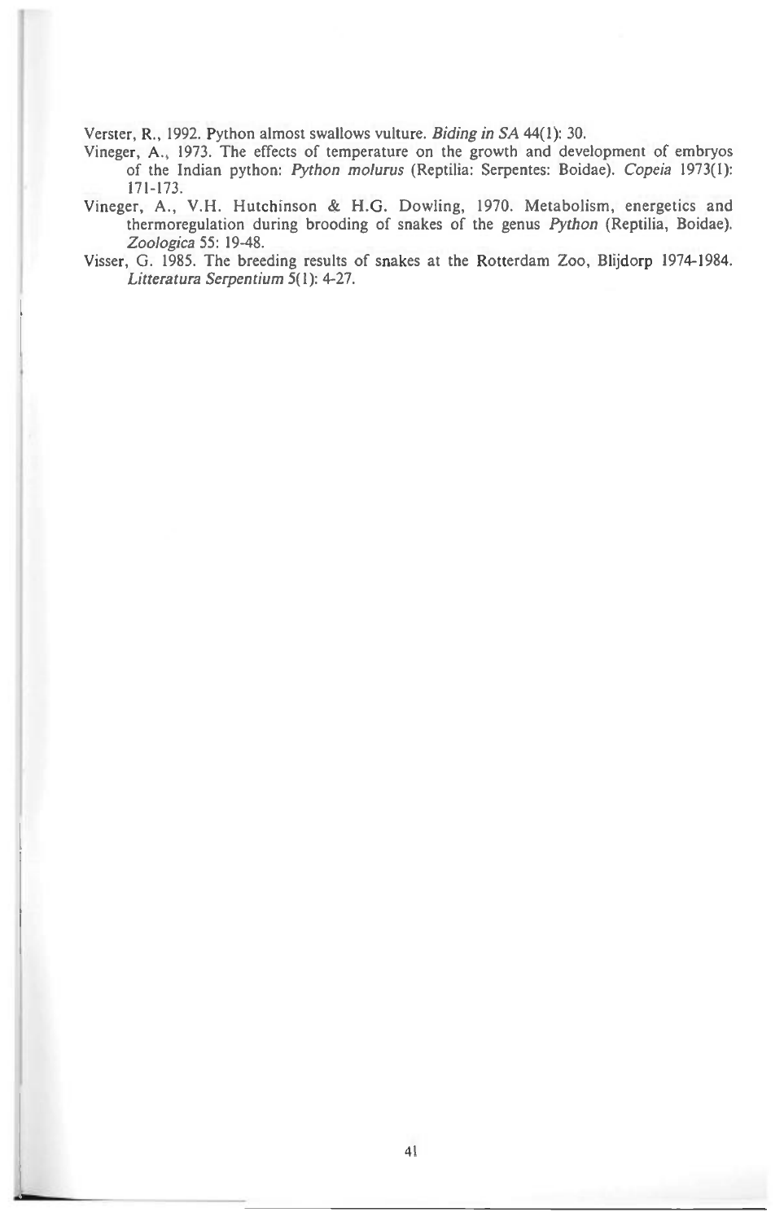Verster, R., 1992. Python almost swallows vulture. *Biding in SA* 44(1): 30.

Vineger, A., 1973. The effects of temperature on the growth and development of embryos of the Indian python: *Python molurus* (Reptilia: Serpentes: Boidae). *Copeia* 1973(1): 171-173.

Vineger, A., V.H. Hutchinson & H.G. Dowling, 1970. Metabolism, energetics and thermoregulation during brooding of snakes of the genus *Python* (Reptilia, Boidae). *Zoologica* 55: 19-48.

Visser, G. 1985. The breeding results of snakes at the Rotterdam Zoo, Blijdorp 1974-1984. *Litteratura Serpentium* 5(1): 4-27.